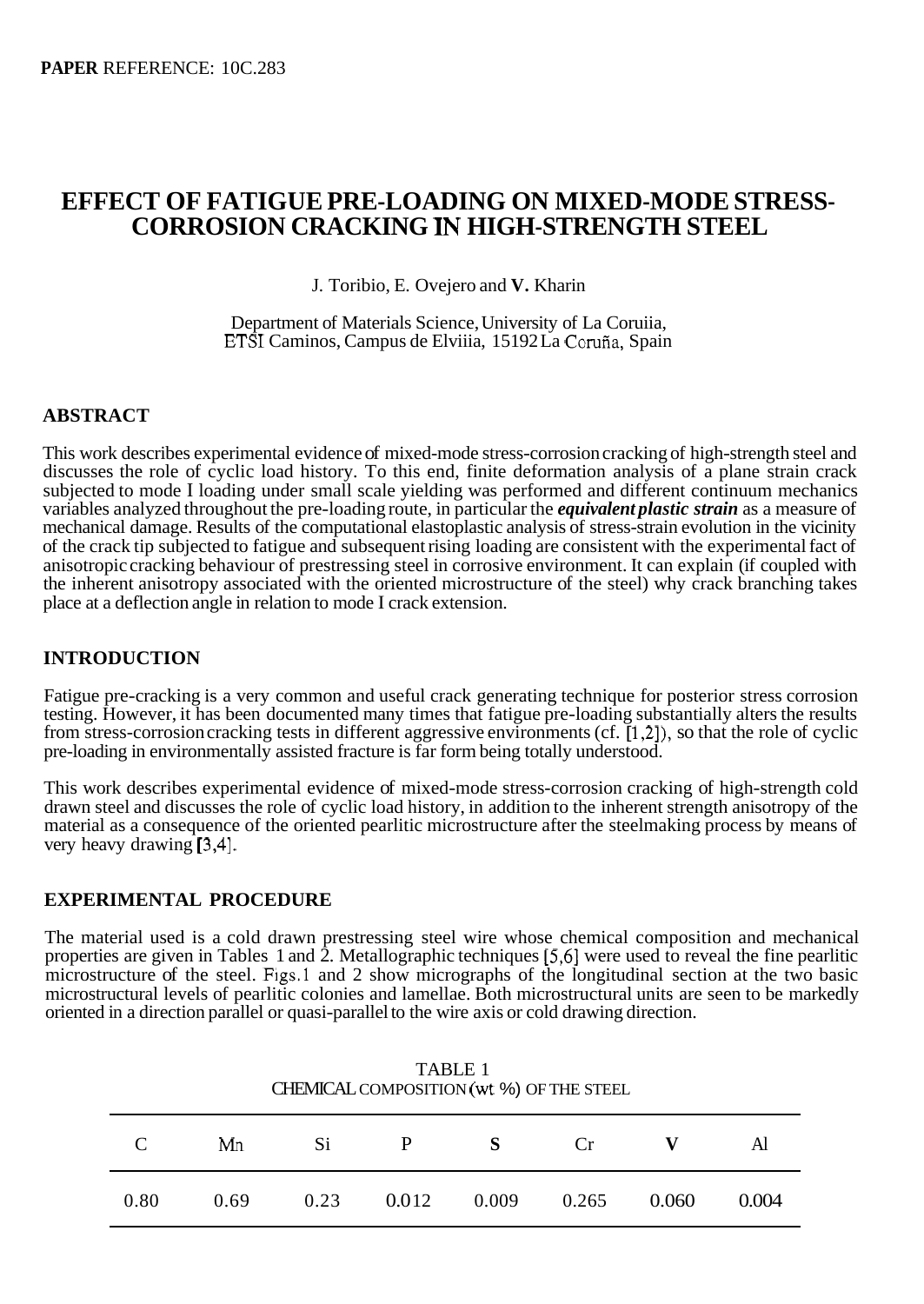**PAPER** REFERENCE: 10C.283

# EFFECT OF FATIGUE PRE-LOADING ON MIXED-MODE STRESS-CORROSION CRACKING IN HIGH-STRENGTH STEEL

J. Toribio, E. Ovejero and V. Kharin

Department of Materials Science, University of La Coruiia,
ETSI Caminos, Campus de Elviiia, 15192 La Coruña, Spain

## ABSTRACT

This work describes experimental evidence of mixed-mode stress-corrosion cracking of high-strength steel and discusses the role of cyclic load history. To this end, finite deformation analysis of a plane strain crack subjected to mode I loading under small scale yielding was performed and different continuum mechanics variables analyzed throughout the pre-loading route, in particular the ***equivalent plastic strain*** as a measure of mechanical damage. Results of the computational elastoplastic analysis of stress-strain evolution in the vicinity of the crack tip subjected to fatigue and subsequent rising loading are consistent with the experimental fact of anisotropic cracking behaviour of prestressing steel in corrosive environment. It can explain (if coupled with the inherent anisotropy associated with the oriented microstructure of the steel) why crack branching takes place at a deflection angle in relation to mode I crack extension.

## INTRODUCTION

Fatigue pre-cracking is a very common and useful crack generating technique for posterior stress corrosion testing. However, it has been documented many times that fatigue pre-loading substantially alters the results from stress-corrosion cracking tests in different aggressive environments (cf. [1,2]), so that the role of cyclic pre-loading in environmentally assisted fracture is far form being totally understood.

This work describes experimental evidence of mixed-mode stress-corrosion cracking of high-strength cold drawn steel and discusses the role of cyclic load history, in addition to the inherent strength anisotropy of the material as a consequence of the oriented pearlitic microstructure after the steelmaking process by means of very heavy drawing [3,4].

## EXPERIMENTAL PROCEDURE

The material used is a cold drawn prestressing steel wire whose chemical composition and mechanical properties are given in Tables 1 and 2. Metallographic techniques [5,6] were used to reveal the fine pearlitic microstructure of the steel. Figs. 1 and 2 show micrographs of the longitudinal section at the two basic microstructural levels of pearlitic colonies and lamellae. Both microstructural units are seen to be markedly oriented in a direction parallel or quasi-parallel to the wire axis or cold drawing direction.

TABLE 1
CHEMICAL COMPOSITION (wt %) OF THE STEEL

| C | Mn | Si | P | S | Cr | V | Al |
|---|---|---|---|---|---|---|---|
| 0.80 | 0.69 | 0.23 | 0.012 | 0.009 | 0.265 | 0.060 | 0.004 |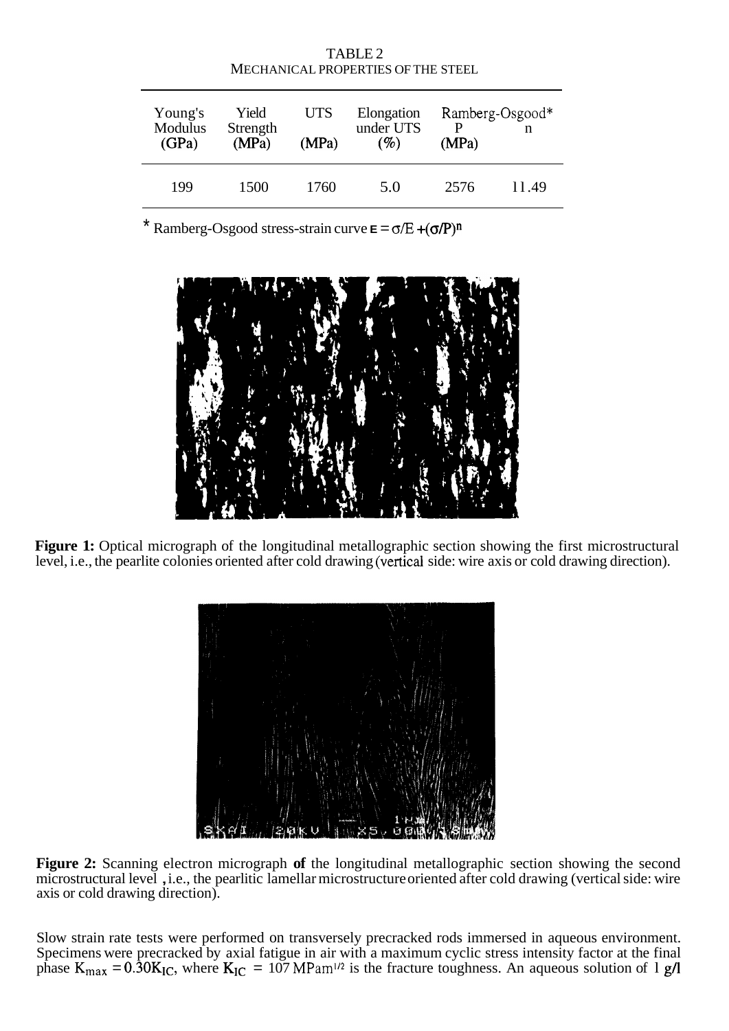TABLE 2
MECHANICAL PROPERTIES OF THE STEEL

| Young's Modulus (GPa) | Yield Strength (MPa) | UTS (MPa) | Elongation under UTS (%) | Ramberg-Osgood* P (MPa) | Ramberg-Osgood* n |
|---|---|---|---|---|---|
| 199 | 1500 | 1760 | 5.0 | 2576 | 11.49 |

\* Ramberg-Osgood stress-strain curve $\varepsilon = \sigma/E + (\sigma/P)^n$

**Figure 1:** Optical micrograph of the longitudinal metallographic section showing the first microstructural level, i.e., the pearlite colonies oriented after cold drawing (vertical side: wire axis or cold drawing direction).

**Figure 2:** Scanning electron micrograph **of** the longitudinal metallographic section showing the second microstructural level , i.e., the pearlitic lamellar microstructure oriented after cold drawing (vertical side: wire axis or cold drawing direction).

Slow strain rate tests were performed on transversely precracked rods immersed in aqueous environment. Specimens were precracked by axial fatigue in air with a maximum cyclic stress intensity factor at the final phase $K_{max} = 0.30K_{IC}$, where $K_{IC} = 107$ MPam$^{1/2}$ is the fracture toughness. An aqueous solution of 1 g/l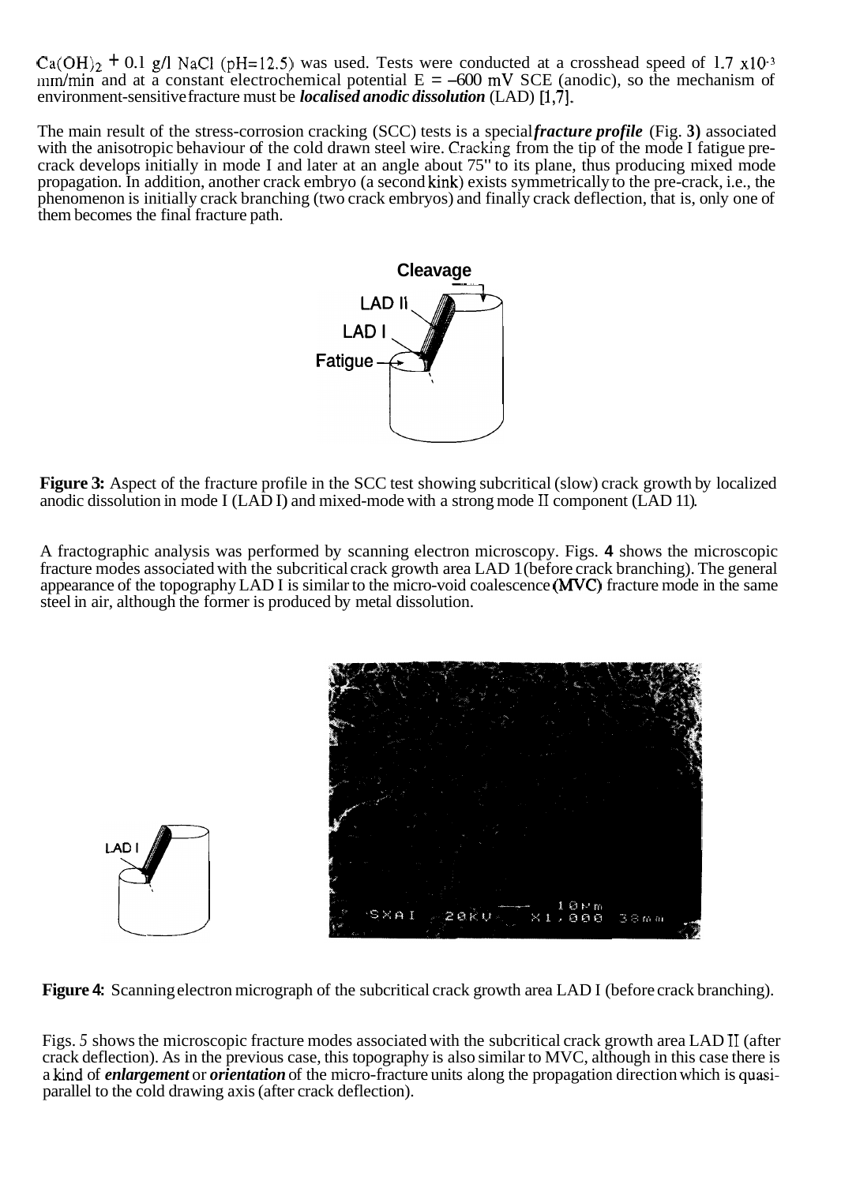$Ca(OH)_2$ + 0.1 g/l NaCl (pH=12.5) was used. Tests were conducted at a crosshead speed of 1.7 $\times 10^{-3}$ mm/min and at a constant electrochemical potential E = –600 mV SCE (anodic), so the mechanism of environment-sensitive fracture must be ***localised anodic dissolution*** (LAD) [1,7].

The main result of the stress-corrosion cracking (SCC) tests is a special ***fracture profile*** (Fig. **3**) associated with the anisotropic behaviour of the cold drawn steel wire. Cracking from the tip of the mode I fatigue pre-crack develops initially in mode I and later at an angle about 75" to its plane, thus producing mixed mode propagation. In addition, another crack embryo (a second kink) exists symmetrically to the pre-crack, i.e., the phenomenon is initially crack branching (two crack embryos) and finally crack deflection, that is, only one of them becomes the final fracture path.

**Figure 3:** Aspect of the fracture profile in the SCC test showing subcritical (slow) crack growth by localized anodic dissolution in mode I (LAD I) and mixed-mode with a strong mode II component (LAD 11).

A fractographic analysis was performed by scanning electron microscopy. Figs. **4** shows the microscopic fracture modes associated with the subcritical crack growth area LAD 1 (before crack branching). The general appearance of the topography LAD I is similar to the micro-void coalescence (MVC) fracture mode in the same steel in air, although the former is produced by metal dissolution.

**Figure 4:** Scanning electron micrograph of the subcritical crack growth area LAD I (before crack branching).

Figs. *5* shows the microscopic fracture modes associated with the subcritical crack growth area LAD II (after crack deflection). As in the previous case, this topography is also similar to MVC, although in this case there is a kind of ***enlargement*** or ***orientation*** of the micro-fracture units along the propagation direction which is quasi-parallel to the cold drawing axis (after crack deflection).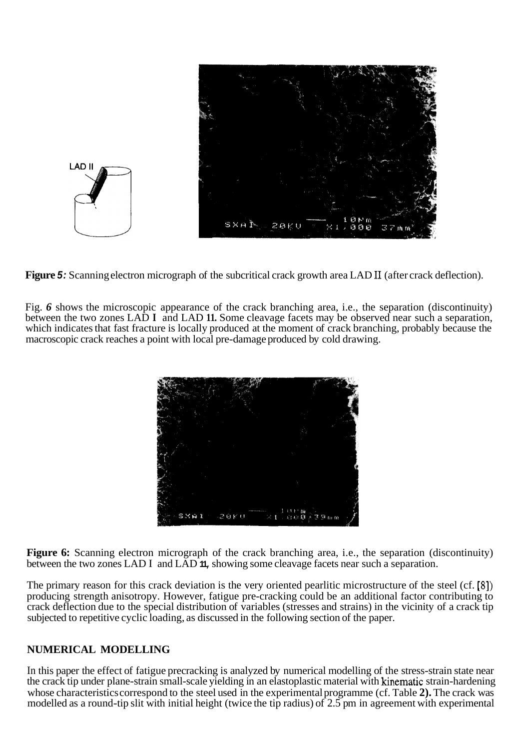**Figure 5:** Scanning electron micrograph of the subcritical crack growth area LAD II (after crack deflection).

Fig. *6* shows the microscopic appearance of the crack branching area, i.e., the separation (discontinuity) between the two zones LAD I and LAD II. Some cleavage facets may be observed near such a separation, which indicates that fast fracture is locally produced at the moment of crack branching, probably because the macroscopic crack reaches a point with local pre-damage produced by cold drawing.

**Figure 6:** Scanning electron micrograph of the crack branching area, i.e., the separation (discontinuity) between the two zones LAD I and LAD II, showing some cleavage facets near such a separation.

The primary reason for this crack deviation is the very oriented pearlitic microstructure of the steel (cf. [8]) producing strength anisotropy. However, fatigue pre-cracking could be an additional factor contributing to crack deflection due to the special distribution of variables (stresses and strains) in the vicinity of a crack tip subjected to repetitive cyclic loading, as discussed in the following section of the paper.

## NUMERICAL MODELLING

In this paper the effect of fatigue precracking is analyzed by numerical modelling of the stress-strain state near the crack tip under plane-strain small-scale yielding in an elastoplastic material with kinematic strain-hardening whose characteristics correspond to the steel used in the experimental programme (cf. Table 2). The crack was modelled as a round-tip slit with initial height (twice the tip radius) of 2.5 μm in agreement with experimental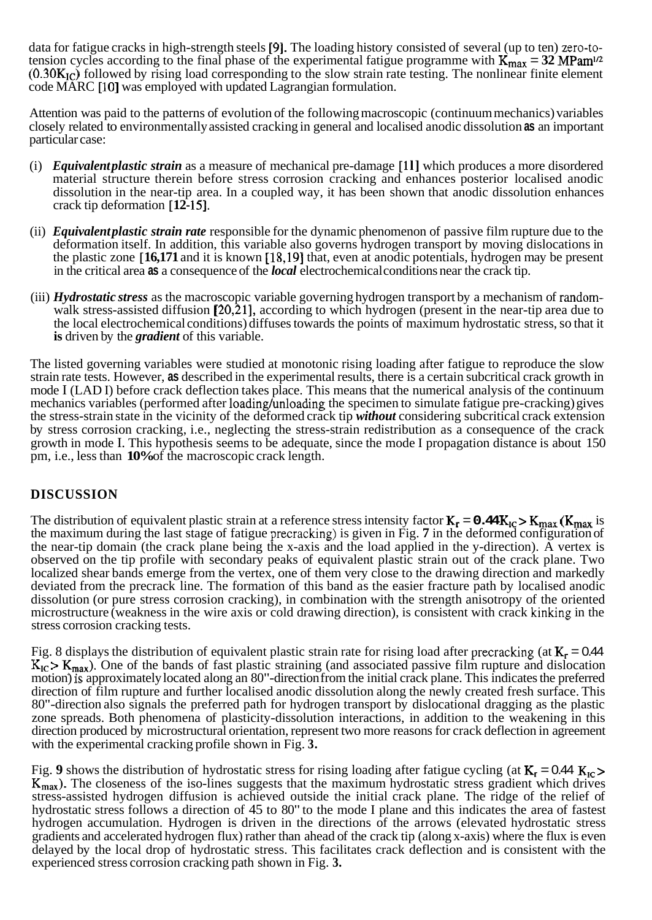data for fatigue cracks in high-strength steels [9]. The loading history consisted of several (up to ten) zero-to-tension cycles according to the final phase of the experimental fatigue programme with $K_{max}$ = **32** MPam$^{1/2}$ (0.30$K_{IC}$) followed by rising load corresponding to the slow strain rate testing. The nonlinear finite element code MARC [10] was employed with updated Lagrangian formulation.

Attention was paid to the patterns of evolution of the following macroscopic (continuum mechanics) variables closely related to environmentally assisted cracking in general and localised anodic dissolution as an important particular case:

(i) ***Equivalent plastic strain*** as a measure of mechanical pre-damage [11] which produces a more disordered material structure therein before stress corrosion cracking and enhances posterior localised anodic dissolution in the near-tip area. In a coupled way, it has been shown that anodic dissolution enhances crack tip deformation [12-15].

(ii) ***Equivalent plastic strain rate*** responsible for the dynamic phenomenon of passive film rupture due to the deformation itself. In addition, this variable also governs hydrogen transport by moving dislocations in the plastic zone [16,17] and it is known [18,19] that, even at anodic potentials, hydrogen may be present in the critical area as a consequence of the ***local*** electrochemical conditions near the crack tip.

(iii) ***Hydrostatic stress*** as the macroscopic variable governing hydrogen transport by a mechanism of random-walk stress-assisted diffusion [20,21], according to which hydrogen (present in the near-tip area due to the local electrochemical conditions) diffuses towards the points of maximum hydrostatic stress, so that it is driven by the ***gradient*** of this variable.

The listed governing variables were studied at monotonic rising loading after fatigue to reproduce the slow strain rate tests. However, as described in the experimental results, there is a certain subcritical crack growth in mode I (LAD I) before crack deflection takes place. This means that the numerical analysis of the continuum mechanics variables (performed after loading/unloading the specimen to simulate fatigue pre-cracking) gives the stress-strain state in the vicinity of the deformed crack tip ***without*** considering subcritical crack extension by stress corrosion cracking, i.e., neglecting the stress-strain redistribution as a consequence of the crack growth in mode I. This hypothesis seems to be adequate, since the mode I propagation distance is about 150 μm, i.e., less than **10%** of the macroscopic crack length.

## DISCUSSION

The distribution of equivalent plastic strain at a reference stress intensity factor $K_r = 0.44K_{IC} > K_{max}$ ($K_{max}$ is the maximum during the last stage of fatigue precracking) is given in Fig. **7** in the deformed configuration of the near-tip domain (the crack plane being the x-axis and the load applied in the y-direction). A vertex is observed on the tip profile with secondary peaks of equivalent plastic strain out of the crack plane. Two localized shear bands emerge from the vertex, one of them very close to the drawing direction and markedly deviated from the precrack line. The formation of this band as the easier fracture path by localised anodic dissolution (or pure stress corrosion cracking), in combination with the strength anisotropy of the oriented microstructure (weakness in the wire axis or cold drawing direction), is consistent with crack kinking in the stress corrosion cracking tests.

Fig. 8 displays the distribution of equivalent plastic strain rate for rising load after precracking (at $K_r = 0.44 K_{IC} > K_{max}$). One of the bands of fast plastic straining (and associated passive film rupture and dislocation motion) is approximately located along an 80°-direction from the initial crack plane. This indicates the preferred direction of film rupture and further localised anodic dissolution along the newly created fresh surface. This 80°-direction also signals the preferred path for hydrogen transport by dislocational dragging as the plastic zone spreads. Both phenomena of plasticity-dissolution interactions, in addition to the weakening in this direction produced by microstructural orientation, represent two more reasons for crack deflection in agreement with the experimental cracking profile shown in Fig. **3.**

Fig. **9** shows the distribution of hydrostatic stress for rising loading after fatigue cycling (at $K_r = 0.44 K_{IC} > K_{max}$). The closeness of the iso-lines suggests that the maximum hydrostatic stress gradient which drives stress-assisted hydrogen diffusion is achieved outside the initial crack plane. The ridge of the relief of hydrostatic stress follows a direction of 45 to 80° to the mode I plane and this indicates the area of fastest hydrogen accumulation. Hydrogen is driven in the directions of the arrows (elevated hydrostatic stress gradients and accelerated hydrogen flux) rather than ahead of the crack tip (along x-axis) where the flux is even delayed by the local drop of hydrostatic stress. This facilitates crack deflection and is consistent with the experienced stress corrosion cracking path shown in Fig. **3.**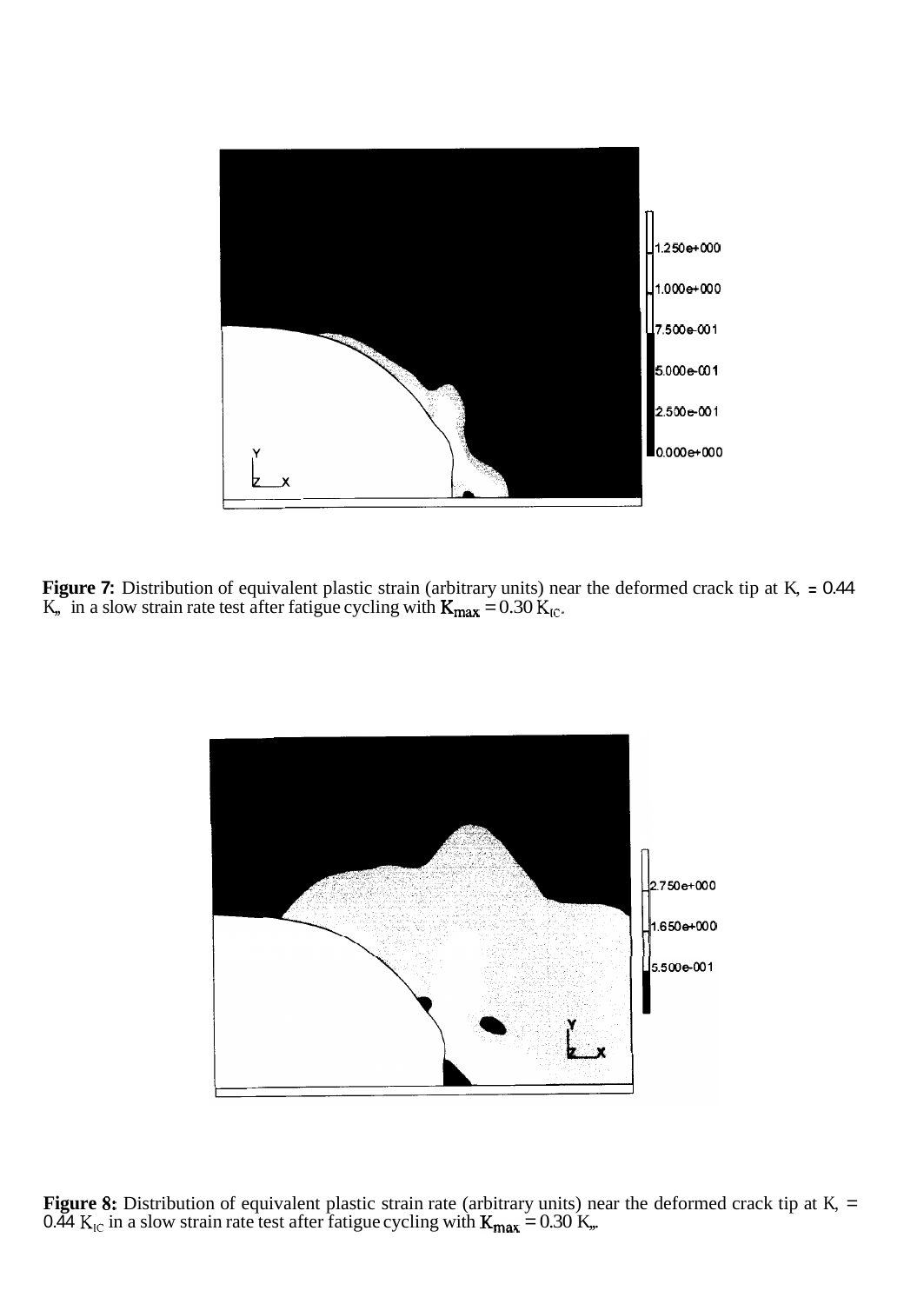**Figure 7:** Distribution of equivalent plastic strain (arbitrary units) near the deformed crack tip at $K_I = 0.44$ $K_{IC}$ in a slow strain rate test after fatigue cycling with $K_{max} = 0.30$ $K_{IC}$.

**Figure 8:** Distribution of equivalent plastic strain rate (arbitrary units) near the deformed crack tip at $K_I = 0.44$ $K_{IC}$ in a slow strain rate test after fatigue cycling with $K_{max} = 0.30$ $K_{IC}$.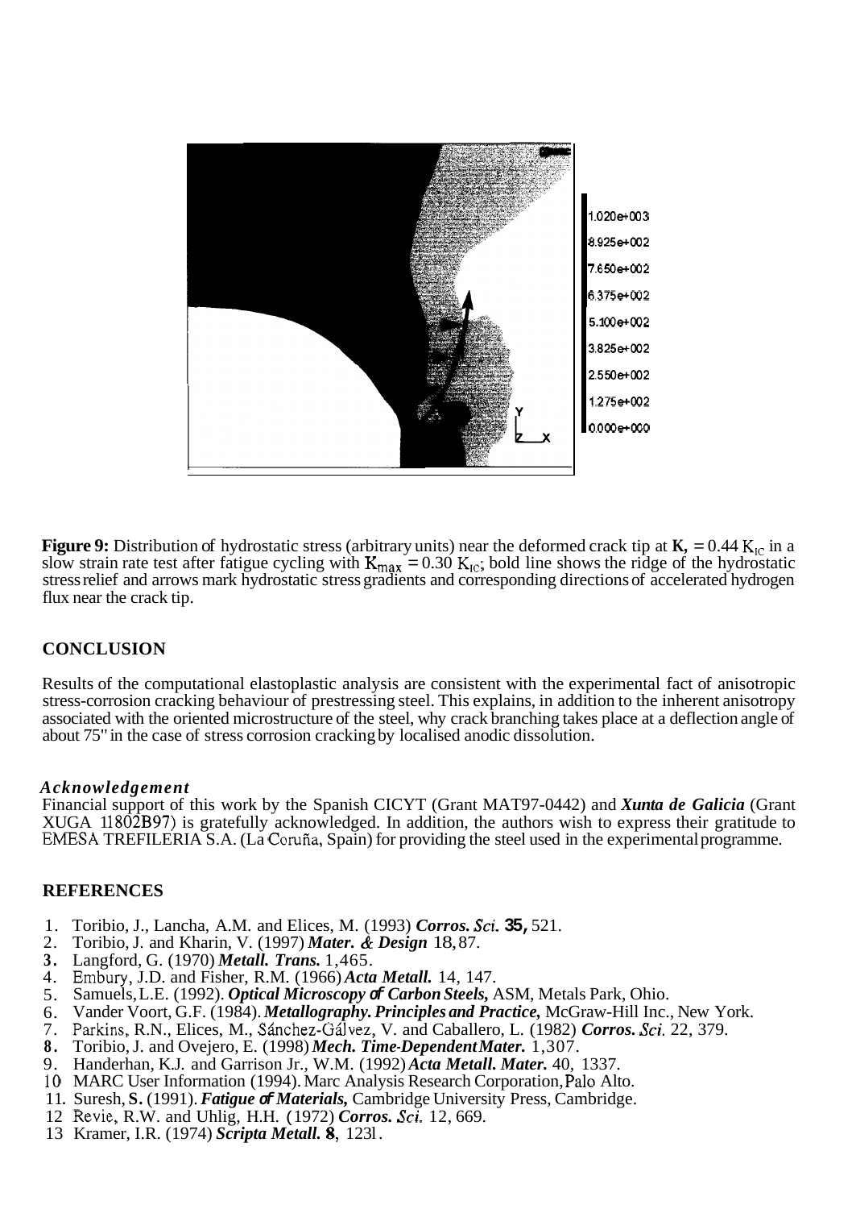**Figure 9:** Distribution of hydrostatic stress (arbitrary units) near the deformed crack tip at $K_r = 0.44\ K_{IC}$ in a slow strain rate test after fatigue cycling with $K_{max} = 0.30\ K_{IC}$; bold line shows the ridge of the hydrostatic stress relief and arrows mark hydrostatic stress gradients and corresponding directions of accelerated hydrogen flux near the crack tip.

## CONCLUSION

Results of the computational elastoplastic analysis are consistent with the experimental fact of anisotropic stress-corrosion cracking behaviour of prestressing steel. This explains, in addition to the inherent anisotropy associated with the oriented microstructure of the steel, why crack branching takes place at a deflection angle of about 75° in the case of stress corrosion cracking by localised anodic dissolution.

### *Acknowledgement*

Financial support of this work by the Spanish CICYT (Grant MAT97-0442) and ***Xunta de Galicia*** (Grant XUGA 11802B97) is gratefully acknowledged. In addition, the authors wish to express their gratitude to EMESA TREFILERIA S.A. (La Coruña, Spain) for providing the steel used in the experimental programme.

## REFERENCES

1. Toribio, J., Lancha, A.M. and Elices, M. (1993) ***Corros. Sci.*** **35**, 521.
2. Toribio, J. and Kharin, V. (1997) ***Mater. & Design*** 18, 87.
3. Langford, G. (1970) ***Metall. Trans.*** 1, 465.
4. Embury, J.D. and Fisher, R.M. (1966) ***Acta Metall.*** 14, 147.
5. Samuels, L.E. (1992). ***Optical Microscopy of Carbon Steels,*** ASM, Metals Park, Ohio.
6. Vander Voort, G.F. (1984). ***Metallography. Principles and Practice,*** McGraw-Hill Inc., New York.
7. Parkins, R.N., Elices, M., Sánchez-Gálvez, V. and Caballero, L. (1982) ***Corros. Sci.*** 22, 379.
8. Toribio, J. and Ovejero, E. (1998) ***Mech. Time-Dependent Mater.*** 1, 307.
9. Handerhan, K.J. and Garrison Jr., W.M. (1992) ***Acta Metall. Mater.*** 40, 1337.
10. MARC User Information (1994). Marc Analysis Research Corporation, Palo Alto.
11. Suresh, S. (1991). ***Fatigue of Materials,*** Cambridge University Press, Cambridge.
12. Revie, R.W. and Uhlig, H.H. (1972) ***Corros. Sci.*** 12, 669.
13. Kramer, I.R. (1974) ***Scripta Metall.*** **8**, 1231.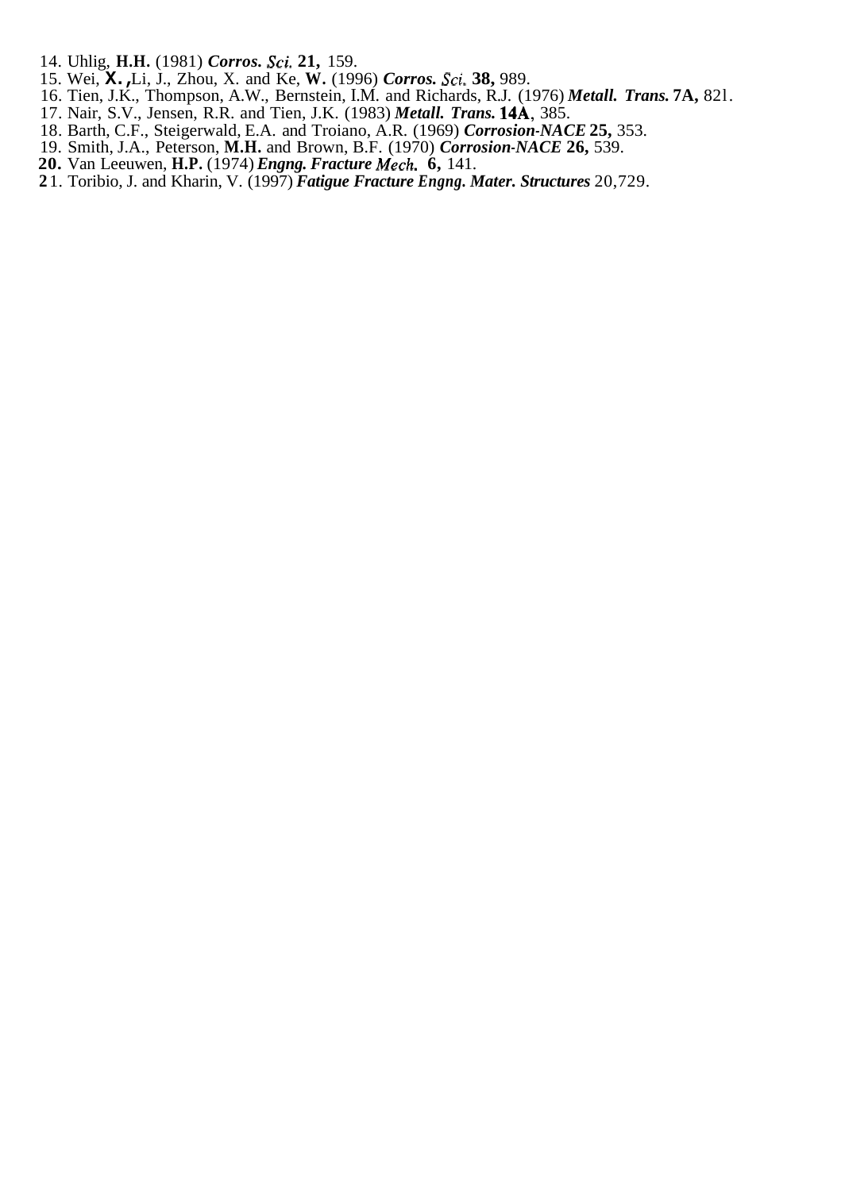14. Uhlig, H.H. (1981) *Corros. Sci.* **21,** 159.
15. Wei, X., Li, J., Zhou, X. and Ke, W. (1996) *Corros. Sci.* **38,** 989.
16. Tien, J.K., Thompson, A.W., Bernstein, I.M. and Richards, R.J. (1976) *Metall. Trans.* **7A,** 821.
17. Nair, S.V., Jensen, R.R. and Tien, J.K. (1983) *Metall. Trans.* **14A**, 385.
18. Barth, C.F., Steigerwald, E.A. and Troiano, A.R. (1969) *Corrosion-NACE* **25,** 353.
19. Smith, J.A., Peterson, M.H. and Brown, B.F. (1970) *Corrosion-NACE* **26,** 539.
20. Van Leeuwen, H.P. (1974) *Engng. Fracture Mech.* **6,** 141.
21. Toribio, J. and Kharin, V. (1997) *Fatigue Fracture Engng. Mater. Structures* 20, 729.